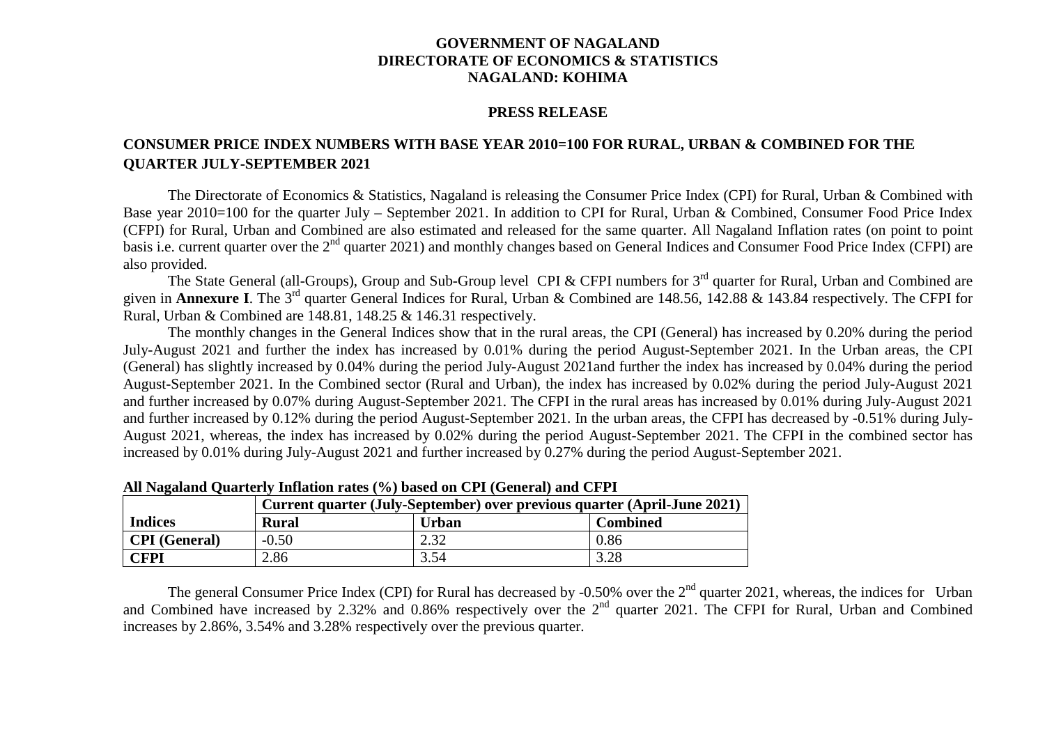**GOVERNMENT OF NAGALAND**
**DIRECTORATE OF ECONOMICS & STATISTICS**
**NAGALAND: KOHIMA**

**PRESS RELEASE**

## CONSUMER PRICE INDEX NUMBERS WITH BASE YEAR 2010=100 FOR RURAL, URBAN & COMBINED FOR THE QUARTER JULY-SEPTEMBER 2021

The Directorate of Economics & Statistics, Nagaland is releasing the Consumer Price Index (CPI) for Rural, Urban & Combined with Base year 2010=100 for the quarter July – September 2021. In addition to CPI for Rural, Urban & Combined, Consumer Food Price Index (CFPI) for Rural, Urban and Combined are also estimated and released for the same quarter. All Nagaland Inflation rates (on point to point basis i.e. current quarter over the 2nd quarter 2021) and monthly changes based on General Indices and Consumer Food Price Index (CFPI) are also provided.

The State General (all-Groups), Group and Sub-Group level CPI & CFPI numbers for 3rd quarter for Rural, Urban and Combined are given in **Annexure I**. The 3rd quarter General Indices for Rural, Urban & Combined are 148.56, 142.88 & 143.84 respectively. The CFPI for Rural, Urban & Combined are 148.81, 148.25 & 146.31 respectively.

The monthly changes in the General Indices show that in the rural areas, the CPI (General) has increased by 0.20% during the period July-August 2021 and further the index has increased by 0.01% during the period August-September 2021. In the Urban areas, the CPI (General) has slightly increased by 0.04% during the period July-August 2021and further the index has increased by 0.04% during the period August-September 2021. In the Combined sector (Rural and Urban), the index has increased by 0.02% during the period July-August 2021 and further increased by 0.07% during August-September 2021. The CFPI in the rural areas has increased by 0.01% during July-August 2021 and further increased by 0.12% during the period August-September 2021. In the urban areas, the CFPI has decreased by -0.51% during July-August 2021, whereas, the index has increased by 0.02% during the period August-September 2021. The CFPI in the combined sector has increased by 0.01% during July-August 2021 and further increased by 0.27% during the period August-September 2021.

**All Nagaland Quarterly Inflation rates (%) based on CPI (General) and CFPI**

| | **Current quarter (July-September) over previous quarter (April-June 2021)** | | |
|---|---|---|---|
| **Indices** | **Rural** | **Urban** | **Combined** |
| **CPI (General)** | -0.50 | 2.32 | 0.86 |
| **CFPI** | 2.86 | 3.54 | 3.28 |

The general Consumer Price Index (CPI) for Rural has decreased by -0.50% over the 2nd quarter 2021, whereas, the indices for Urban and Combined have increased by 2.32% and 0.86% respectively over the 2nd quarter 2021. The CFPI for Rural, Urban and Combined increases by 2.86%, 3.54% and 3.28% respectively over the previous quarter.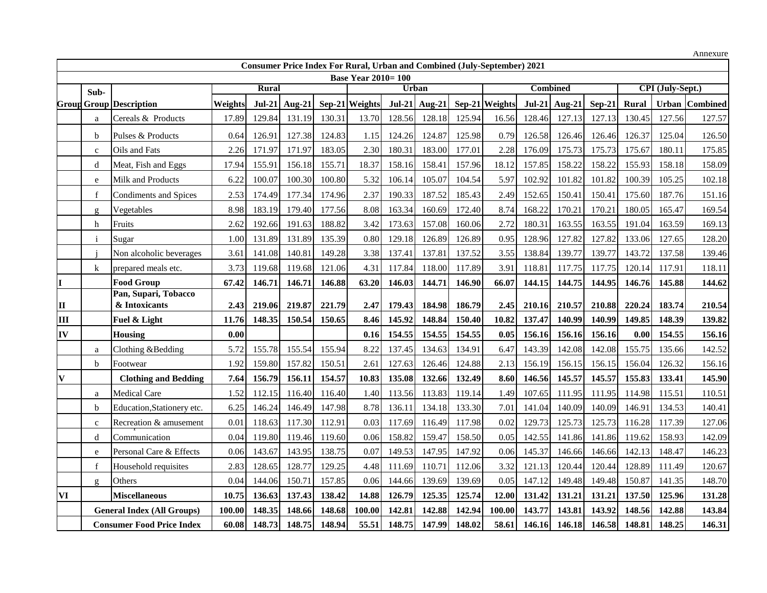Annexure

| Consumer Price Index For Rural, Urban and Combined (July-September) 2021 | | | | | | | | | | | | | | | | | | |
|---|---|---|---|---|---|---|---|---|---|---|---|---|---|---|---|---|---|---|
| Base Year 2010= 100 | | | | | | | | | | | | | | | | | | |
| | Sub- | | Rural | | | | Urban | | | | Combined | | | | CPI (July-Sept.) | | | |
| Group | Group | Description | Weights | Jul-21 | Aug-21 | Sep-21 | Weights | Jul-21 | Aug-21 | Sep-21 | Weights | Jul-21 | Aug-21 | Sep-21 | Rural | Urban | Combined | |
| | a | Cereals & Products | 17.89 | 129.84 | 131.19 | 130.31 | 13.70 | 128.56 | 128.18 | 125.94 | 16.56 | 128.46 | 127.13 | 127.13 | 130.45 | 127.56 | 127.57 | |
| | b | Pulses & Products | 0.64 | 126.91 | 127.38 | 124.83 | 1.15 | 124.26 | 124.87 | 125.98 | 0.79 | 126.58 | 126.46 | 126.46 | 126.37 | 125.04 | 126.50 | |
| | c | Oils and Fats | 2.26 | 171.97 | 171.97 | 183.05 | 2.30 | 180.31 | 183.00 | 177.01 | 2.28 | 176.09 | 175.73 | 175.73 | 175.67 | 180.11 | 175.85 | |
| | d | Meat, Fish and Eggs | 17.94 | 155.91 | 156.18 | 155.71 | 18.37 | 158.16 | 158.41 | 157.96 | 18.12 | 157.85 | 158.22 | 158.22 | 155.93 | 158.18 | 158.09 | |
| | e | Milk and Products | 6.22 | 100.07 | 100.30 | 100.80 | 5.32 | 106.14 | 105.07 | 104.54 | 5.97 | 102.92 | 101.82 | 101.82 | 100.39 | 105.25 | 102.18 | |
| | f | Condiments and Spices | 2.53 | 174.49 | 177.34 | 174.96 | 2.37 | 190.33 | 187.52 | 185.43 | 2.49 | 152.65 | 150.41 | 150.41 | 175.60 | 187.76 | 151.16 | |
| | g | Vegetables | 8.98 | 183.19 | 179.40 | 177.56 | 8.08 | 163.34 | 160.69 | 172.40 | 8.74 | 168.22 | 170.21 | 170.21 | 180.05 | 165.47 | 169.54 | |
| | h | Fruits | 2.62 | 192.66 | 191.63 | 188.82 | 3.42 | 173.63 | 157.08 | 160.06 | 2.72 | 180.31 | 163.55 | 163.55 | 191.04 | 163.59 | 169.13 | |
| | i | Sugar | 1.00 | 131.89 | 131.89 | 135.39 | 0.80 | 129.18 | 126.89 | 126.89 | 0.95 | 128.96 | 127.82 | 127.82 | 133.06 | 127.65 | 128.20 | |
| | j | Non alcoholic beverages | 3.61 | 141.08 | 140.81 | 149.28 | 3.38 | 137.41 | 137.81 | 137.52 | 3.55 | 138.84 | 139.77 | 139.77 | 143.72 | 137.58 | 139.46 | |
| | k | prepared meals etc. | 3.73 | 119.68 | 119.68 | 121.06 | 4.31 | 117.84 | 118.00 | 117.89 | 3.91 | 118.81 | 117.75 | 117.75 | 120.14 | 117.91 | 118.11 | |
| **I** | | **Food Group** | **67.42** | **146.71** | **146.71** | **146.88** | **63.20** | **146.03** | **144.71** | **146.90** | **66.07** | **144.15** | **144.75** | **144.95** | **146.76** | **145.88** | **144.62** | |
| **II** | | **Pan, Supari, Tobacco & Intoxicants** | **2.43** | **219.06** | **219.87** | **221.79** | **2.47** | **179.43** | **184.98** | **186.79** | **2.45** | **210.16** | **210.57** | **210.88** | **220.24** | **183.74** | **210.54** | |
| **III** | | **Fuel & Light** | **11.76** | **148.35** | **150.54** | **150.65** | **8.46** | **145.92** | **148.84** | **150.40** | **10.82** | **137.47** | **140.99** | **140.99** | **149.85** | **148.39** | **139.82** | |
| **IV** | | **Housing** | **0.00** | | | | **0.16** | **154.55** | **154.55** | **154.55** | **0.05** | **156.16** | **156.16** | **156.16** | **0.00** | **154.55** | **156.16** | |
| | a | Clothing &Bedding | 5.72 | 155.78 | 155.54 | 155.94 | 8.22 | 137.45 | 134.63 | 134.91 | 6.47 | 143.39 | 142.08 | 142.08 | 155.75 | 135.66 | 142.52 | |
| | b | Footwear | 1.92 | 159.80 | 157.82 | 150.51 | 2.61 | 127.63 | 126.46 | 124.88 | 2.13 | 156.19 | 156.15 | 156.15 | 156.04 | 126.32 | 156.16 | |
| **V** | | **Clothing and Bedding** | **7.64** | **156.79** | **156.11** | **154.57** | **10.83** | **135.08** | **132.66** | **132.49** | **8.60** | **146.56** | **145.57** | **145.57** | **155.83** | **133.41** | **145.90** | |
| | a | Medical Care | 1.52 | 112.15 | 116.40 | 116.40 | 1.40 | 113.56 | 113.83 | 119.14 | 1.49 | 107.65 | 111.95 | 111.95 | 114.98 | 115.51 | 110.51 | |
| | b | Education,Stationery etc. | 6.25 | 146.24 | 146.49 | 147.98 | 8.78 | 136.11 | 134.18 | 133.30 | 7.01 | 141.04 | 140.09 | 140.09 | 146.91 | 134.53 | 140.41 | |
| | c | Recreation & amusement | 0.01 | 118.63 | 117.30 | 112.91 | 0.03 | 117.69 | 116.49 | 117.98 | 0.02 | 129.73 | 125.73 | 125.73 | 116.28 | 117.39 | 127.06 | |
| | d | Communication | 0.04 | 119.80 | 119.46 | 119.60 | 0.06 | 158.82 | 159.47 | 158.50 | 0.05 | 142.55 | 141.86 | 141.86 | 119.62 | 158.93 | 142.09 | |
| | e | Personal Care & Effects | 0.06 | 143.67 | 143.95 | 138.75 | 0.07 | 149.53 | 147.95 | 147.92 | 0.06 | 145.37 | 146.66 | 146.66 | 142.13 | 148.47 | 146.23 | |
| | f | Household requisites | 2.83 | 128.65 | 128.77 | 129.25 | 4.48 | 111.69 | 110.71 | 112.06 | 3.32 | 121.13 | 120.44 | 120.44 | 128.89 | 111.49 | 120.67 | |
| | g | Others | 0.04 | 144.06 | 150.71 | 157.85 | 0.06 | 144.66 | 139.69 | 139.69 | 0.05 | 147.12 | 149.48 | 149.48 | 150.87 | 141.35 | 148.70 | |
| **VI** | | **Miscellaneous** | **10.75** | **136.63** | **137.43** | **138.42** | **14.88** | **126.79** | **125.35** | **125.74** | **12.00** | **131.42** | **131.21** | **131.21** | **137.50** | **125.96** | **131.28** | |
| | **General Index (All Groups)** | | **100.00** | **148.35** | **148.66** | **148.68** | **100.00** | **142.81** | **142.88** | **142.94** | **100.00** | **143.77** | **143.81** | **143.92** | **148.56** | **142.88** | **143.84** | |
| | **Consumer Food Price Index** | | **60.08** | **148.73** | **148.75** | **148.94** | **55.51** | **148.75** | **147.99** | **148.02** | **58.61** | **146.16** | **146.18** | **146.58** | **148.81** | **148.25** | **146.31** | |